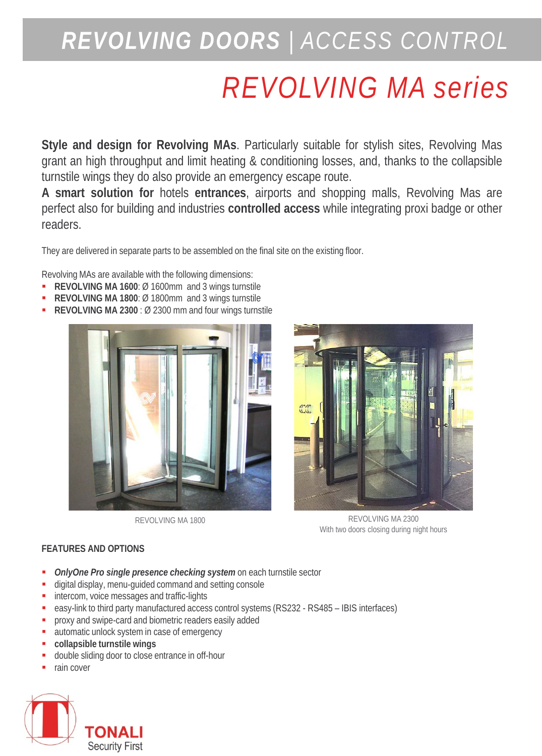# REVOLVING DOORS | ACCESS CONTROL

## REVOLVING MA series

**Style and design for Revolving MAs**. Particularly suitable for stylish sites, Revolving Mas grant an high throughput and limit heating & conditioning losses, and, thanks to the collapsible turnstile wings they do also provide an emergency escape route.
**A smart solution for** hotels **entrances**, airports and shopping malls, Revolving Mas are perfect also for building and industries **controlled access** while integrating proxi badge or other readers.

They are delivered in separate parts to be assembled on the final site on the existing floor.

Revolving MAs are available with the following dimensions:

- **REVOLVING MA 1600**: Ø 1600mm and 3 wings turnstile
- **REVOLVING MA 1800**: Ø 1800mm and 3 wings turnstile
- **REVOLVING MA 2300** : Ø 2300 mm and four wings turnstile

REVOLVING MA 1800

REVOLVING MA 2300
With two doors closing during night hours

### FEATURES AND OPTIONS

- ***OnlyOne Pro single presence checking system*** on each turnstile sector
- digital display, menu-guided command and setting console
- intercom, voice messages and traffic-lights
- easy-link to third party manufactured access control systems (RS232 - RS485 – IBIS interfaces)
- proxy and swipe-card and biometric readers easily added
- automatic unlock system in case of emergency
- **collapsible turnstile wings**
- double sliding door to close entrance in off-hour
- rain cover

TONALI
Security First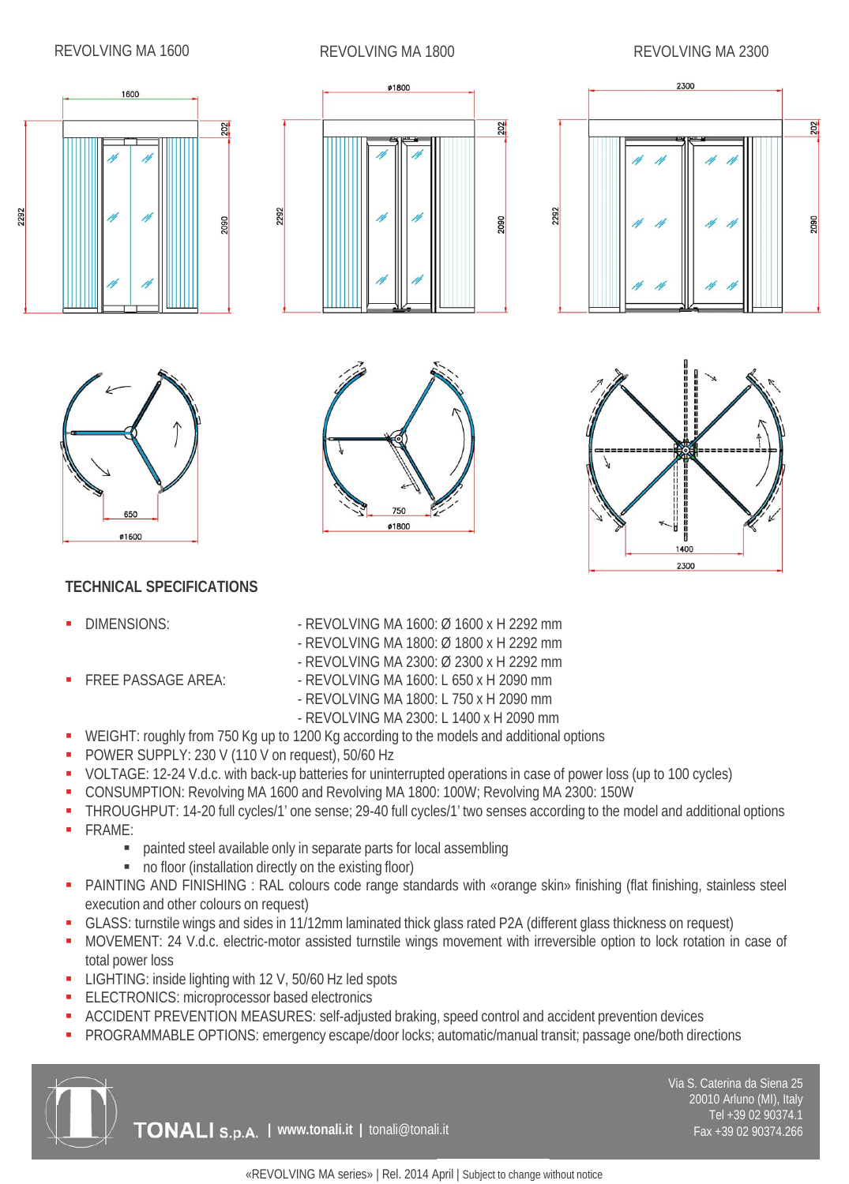REVOLVING MA 1600

REVOLVING MA 1800

REVOLVING MA 2300

1600
202
2292
2090
650
ø1600

ø1800
202
2292
2090
750
ø1800

2300
202
2292
2090
1400
2300

## TECHNICAL SPECIFICATIONS

- DIMENSIONS:
  - REVOLVING MA 1600: Ø 1600 x H 2292 mm
  - REVOLVING MA 1800: Ø 1800 x H 2292 mm
  - REVOLVING MA 2300: Ø 2300 x H 2292 mm
- FREE PASSAGE AREA:
  - REVOLVING MA 1600: L 650 x H 2090 mm
  - REVOLVING MA 1800: L 750 x H 2090 mm
  - REVOLVING MA 2300: L 1400 x H 2090 mm
- WEIGHT: roughly from 750 Kg up to 1200 Kg according to the models and additional options
- POWER SUPPLY: 230 V (110 V on request), 50/60 Hz
- VOLTAGE: 12-24 V.d.c. with back-up batteries for uninterrupted operations in case of power loss (up to 100 cycles)
- CONSUMPTION: Revolving MA 1600 and Revolving MA 1800: 100W; Revolving MA 2300: 150W
- THROUGHPUT: 14-20 full cycles/1' one sense; 29-40 full cycles/1' two senses according to the model and additional options
- FRAME:
  - painted steel available only in separate parts for local assembling
  - no floor (installation directly on the existing floor)
- PAINTING AND FINISHING : RAL colours code range standards with «orange skin» finishing (flat finishing, stainless steel execution and other colours on request)
- GLASS: turnstile wings and sides in 11/12mm laminated thick glass rated P2A (different glass thickness on request)
- MOVEMENT: 24 V.d.c. electric-motor assisted turnstile wings movement with irreversible option to lock rotation in case of total power loss
- LIGHTING: inside lighting with 12 V, 50/60 Hz led spots
- ELECTRONICS: microprocessor based electronics
- ACCIDENT PREVENTION MEASURES: self-adjusted braking, speed control and accident prevention devices
- PROGRAMMABLE OPTIONS: emergency escape/door locks; automatic/manual transit; passage one/both directions

TONALI S.p.A. | www.tonali.it | tonali@tonali.it

Via S. Caterina da Siena 25
20010 Arluno (MI), Italy
Tel +39 02 90374.1
Fax +39 02 90374.266

«REVOLVING MA series» | Rel. 2014 April | Subject to change without notice